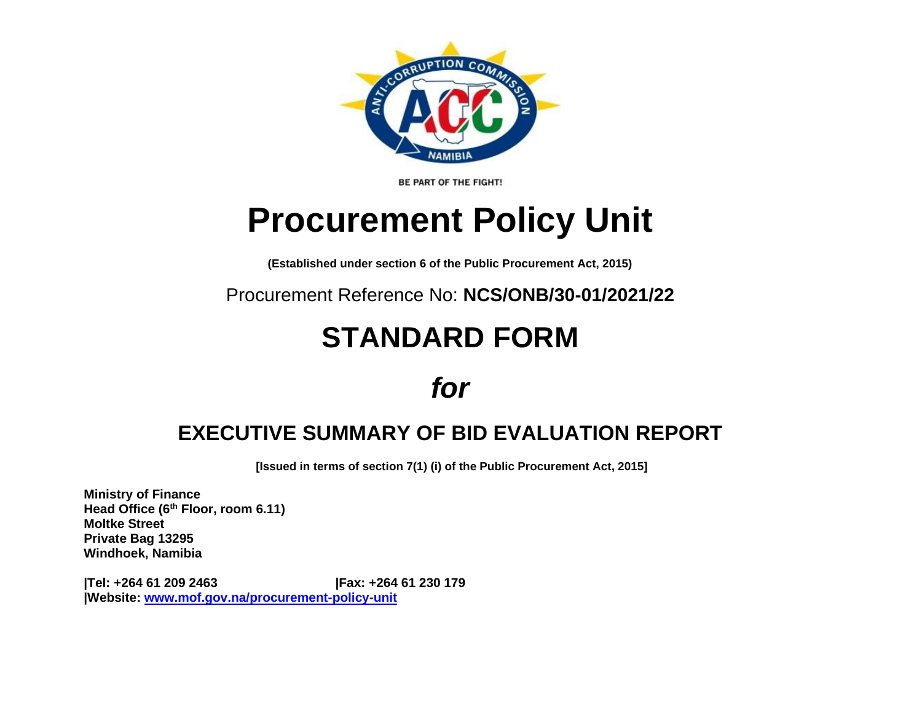BE PART OF THE FIGHT!

# Procurement Policy Unit

**(Established under section 6 of the Public Procurement Act, 2015)**

Procurement Reference No: **NCS/ONB/30-01/2021/22**

# STANDARD FORM

# *for*

## EXECUTIVE SUMMARY OF BID EVALUATION REPORT

**[Issued in terms of section 7(1) (i) of the Public Procurement Act, 2015]**

**Ministry of Finance**
**Head Office (6th Floor, room 6.11)**
**Moltke Street**
**Private Bag 13295**
**Windhoek, Namibia**

**|Tel: +264 61 209 2463** **|Fax: +264 61 230 179**
**|Website: [www.mof.gov.na/procurement-policy-unit](www.mof.gov.na/procurement-policy-unit)**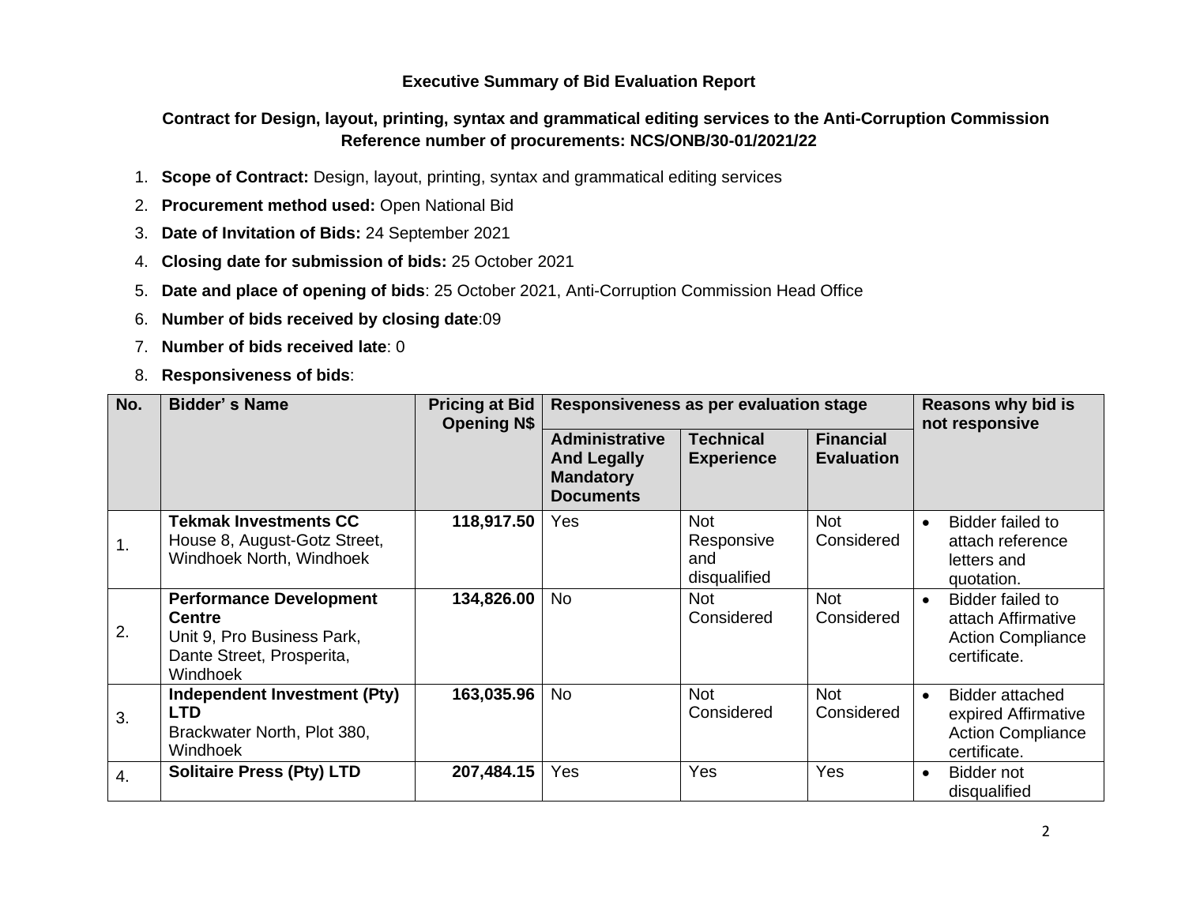**Executive Summary of Bid Evaluation Report**

**Contract for Design, layout, printing, syntax and grammatical editing services to the Anti-Corruption Commission**
**Reference number of procurements: NCS/ONB/30-01/2021/22**

1. **Scope of Contract:** Design, layout, printing, syntax and grammatical editing services
2. **Procurement method used:** Open National Bid
3. **Date of Invitation of Bids:** 24 September 2021
4. **Closing date for submission of bids:** 25 October 2021
5. **Date and place of opening of bids**: 25 October 2021, Anti-Corruption Commission Head Office
6. **Number of bids received by closing date**:09
7. **Number of bids received late**: 0
8. **Responsiveness of bids**:

| No. | Bidder' s Name | Pricing at Bid Opening N$ | Responsiveness as per evaluation stage | | | Reasons why bid is not responsive |
|---|---|---|---|---|---|---|
| | | | **Administrative And Legally Mandatory Documents** | **Technical Experience** | **Financial Evaluation** | |
| 1. | **Tekmak Investments CC** House 8, August-Gotz Street, Windhoek North, Windhoek | **118,917.50** | Yes | Not Responsive and disqualified | Not Considered | • Bidder failed to attach reference letters and quotation. |
| 2. | **Performance Development Centre** Unit 9, Pro Business Park, Dante Street, Prosperita, Windhoek | **134,826.00** | No | Not Considered | Not Considered | • Bidder failed to attach Affirmative Action Compliance certificate. |
| 3. | **Independent Investment (Pty) LTD** Brackwater North, Plot 380, Windhoek | **163,035.96** | No | Not Considered | Not Considered | • Bidder attached expired Affirmative Action Compliance certificate. |
| 4. | **Solitaire Press (Pty) LTD** | **207,484.15** | Yes | Yes | Yes | • Bidder not disqualified |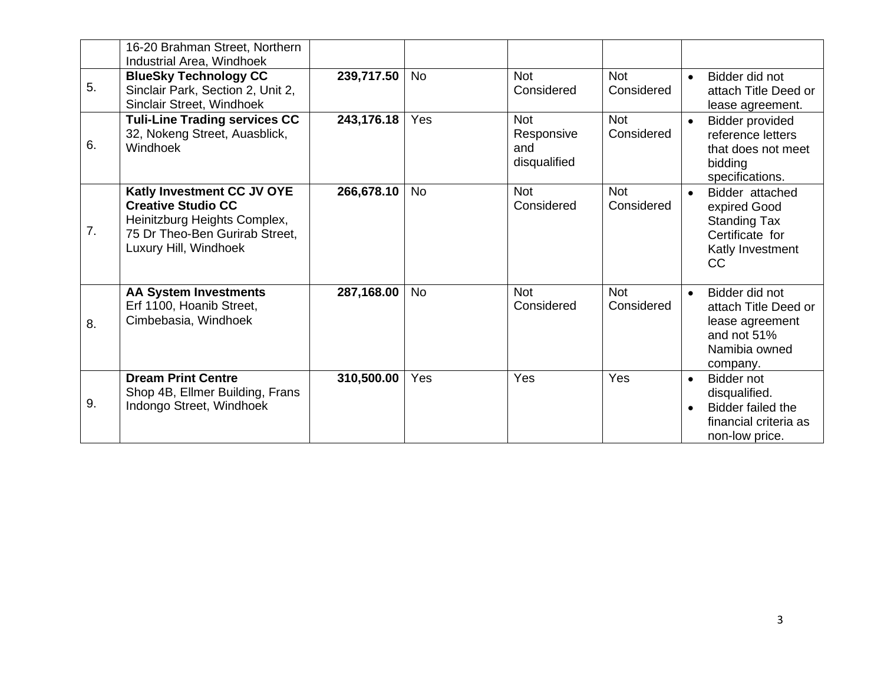| | | | | | | |
|---|---|---|---|---|---|---|
| | 16-20 Brahman Street, Northern Industrial Area, Windhoek | | | | | |
| 5. | **BlueSky Technology CC** Sinclair Park, Section 2, Unit 2, Sinclair Street, Windhoek | **239,717.50** | No | Not Considered | Not Considered | • Bidder did not attach Title Deed or lease agreement. |
| 6. | **Tuli-Line Trading services CC** 32, Nokeng Street, Auasblick, Windhoek | **243,176.18** | Yes | Not Responsive and disqualified | Not Considered | • Bidder provided reference letters that does not meet bidding specifications. |
| 7. | **Katly Investment CC JV OYE Creative Studio CC** Heinitzburg Heights Complex, 75 Dr Theo-Ben Gurirab Street, Luxury Hill, Windhoek | **266,678.10** | No | Not Considered | Not Considered | • Bidder attached expired Good Standing Tax Certificate for Katly Investment CC |
| 8. | **AA System Investments** Erf 1100, Hoanib Street, Cimbebasia, Windhoek | **287,168.00** | No | Not Considered | Not Considered | • Bidder did not attach Title Deed or lease agreement and not 51% Namibia owned company. |
| 9. | **Dream Print Centre** Shop 4B, Ellmer Building, Frans Indongo Street, Windhoek | **310,500.00** | Yes | Yes | Yes | • Bidder not disqualified. • Bidder failed the financial criteria as non-low price. |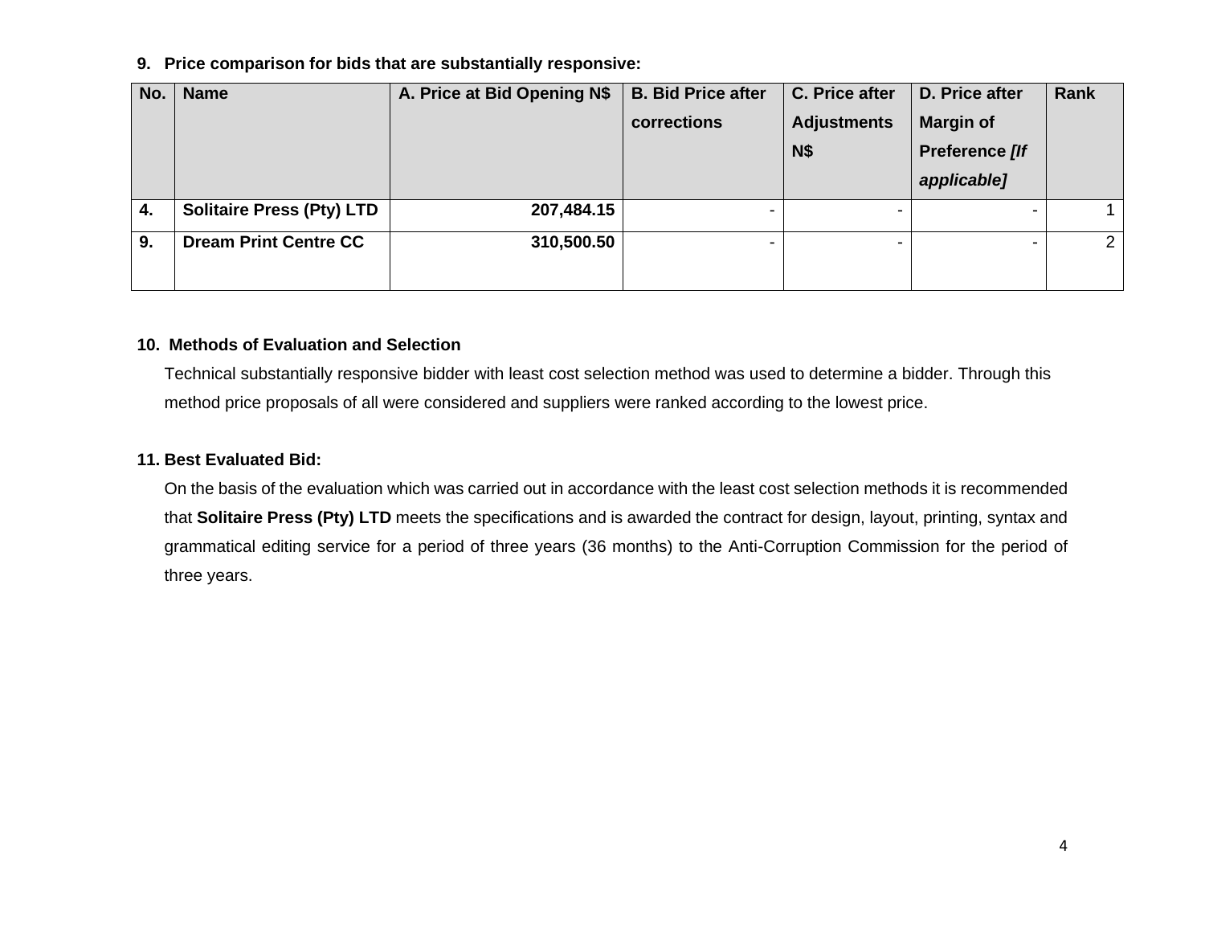**9. Price comparison for bids that are substantially responsive:**

| No. | Name | A. Price at Bid Opening N$ | B. Bid Price after corrections | C. Price after Adjustments N$ | D. Price after Margin of Preference *[If applicable]* | Rank |
|---|---|---|---|---|---|---|
| **4.** | **Solitaire Press (Pty) LTD** | **207,484.15** | - | - | - | 1 |
| **9.** | **Dream Print Centre CC** | **310,500.50** | - | - | - | 2 |

**10. Methods of Evaluation and Selection**

Technical substantially responsive bidder with least cost selection method was used to determine a bidder. Through this method price proposals of all were considered and suppliers were ranked according to the lowest price.

**11. Best Evaluated Bid:**

On the basis of the evaluation which was carried out in accordance with the least cost selection methods it is recommended that **Solitaire Press (Pty) LTD** meets the specifications and is awarded the contract for design, layout, printing, syntax and grammatical editing service for a period of three years (36 months) to the Anti-Corruption Commission for the period of three years.